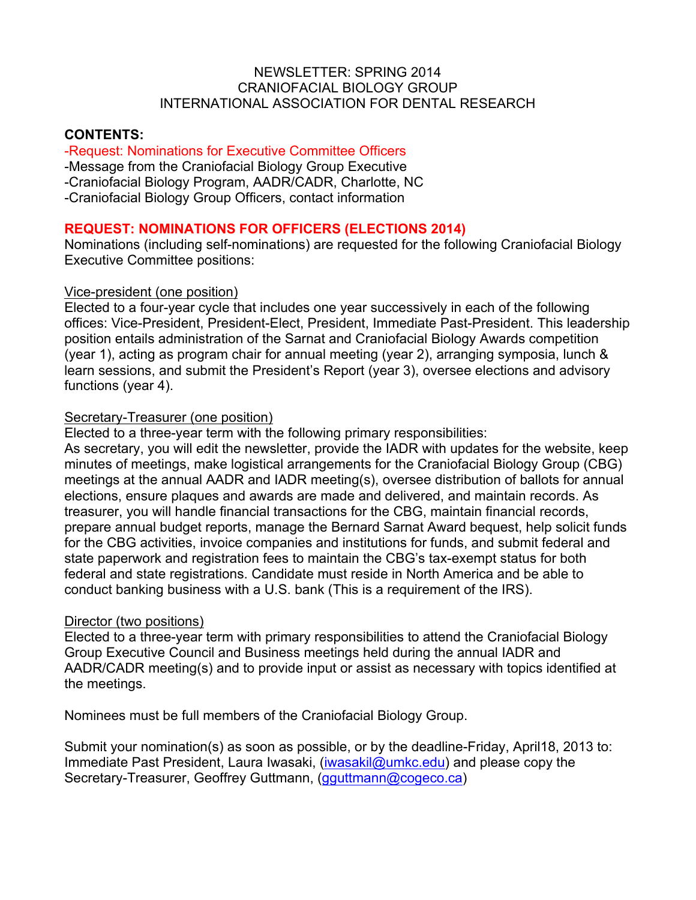NEWSLETTER: SPRING 2014
CRANIOFACIAL BIOLOGY GROUP
INTERNATIONAL ASSOCIATION FOR DENTAL RESEARCH

**CONTENTS:**

-Request: Nominations for Executive Committee Officers
-Message from the Craniofacial Biology Group Executive
-Craniofacial Biology Program, AADR/CADR, Charlotte, NC
-Craniofacial Biology Group Officers, contact information

## REQUEST: NOMINATIONS FOR OFFICERS (ELECTIONS 2014)

Nominations (including self-nominations) are requested for the following Craniofacial Biology Executive Committee positions:

### Vice-president (one position)

Elected to a four-year cycle that includes one year successively in each of the following offices: Vice-President, President-Elect, President, Immediate Past-President. This leadership position entails administration of the Sarnat and Craniofacial Biology Awards competition (year 1), acting as program chair for annual meeting (year 2), arranging symposia, lunch & learn sessions, and submit the President's Report (year 3), oversee elections and advisory functions (year 4).

### Secretary-Treasurer (one position)

Elected to a three-year term with the following primary responsibilities:
As secretary, you will edit the newsletter, provide the IADR with updates for the website, keep minutes of meetings, make logistical arrangements for the Craniofacial Biology Group (CBG) meetings at the annual AADR and IADR meeting(s), oversee distribution of ballots for annual elections, ensure plaques and awards are made and delivered, and maintain records. As treasurer, you will handle financial transactions for the CBG, maintain financial records, prepare annual budget reports, manage the Bernard Sarnat Award bequest, help solicit funds for the CBG activities, invoice companies and institutions for funds, and submit federal and state paperwork and registration fees to maintain the CBG's tax-exempt status for both federal and state registrations. Candidate must reside in North America and be able to conduct banking business with a U.S. bank (This is a requirement of the IRS).

### Director (two positions)

Elected to a three-year term with primary responsibilities to attend the Craniofacial Biology Group Executive Council and Business meetings held during the annual IADR and AADR/CADR meeting(s) and to provide input or assist as necessary with topics identified at the meetings.

Nominees must be full members of the Craniofacial Biology Group.

Submit your nomination(s) as soon as possible, or by the deadline-Friday, April18, 2013 to: Immediate Past President, Laura Iwasaki, (iwasakil@umkc.edu) and please copy the Secretary-Treasurer, Geoffrey Guttmann, (gguttmann@cogeco.ca)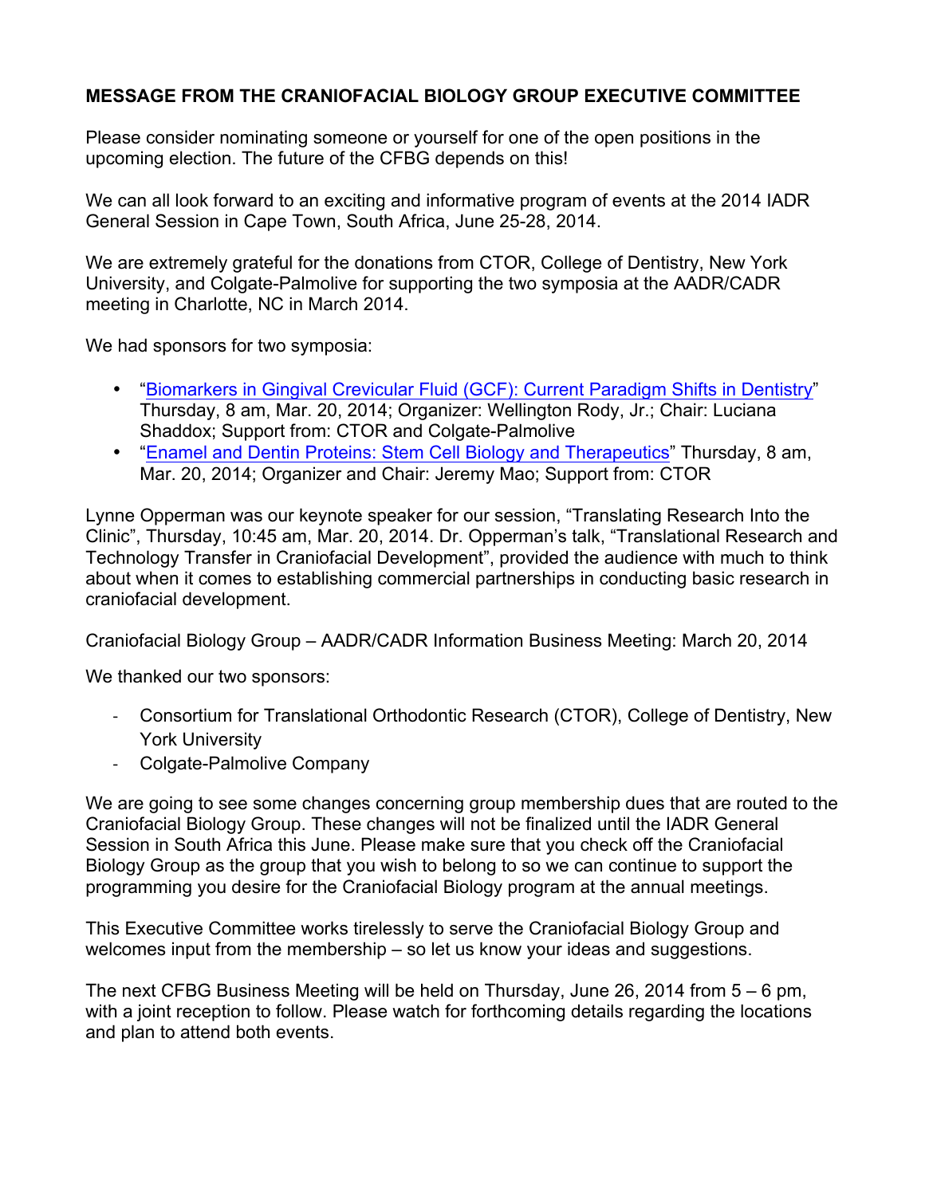**MESSAGE FROM THE CRANIOFACIAL BIOLOGY GROUP EXECUTIVE COMMITTEE**

Please consider nominating someone or yourself for one of the open positions in the upcoming election. The future of the CFBG depends on this!

We can all look forward to an exciting and informative program of events at the 2014 IADR General Session in Cape Town, South Africa, June 25-28, 2014.

We are extremely grateful for the donations from CTOR, College of Dentistry, New York University, and Colgate-Palmolive for supporting the two symposia at the AADR/CADR meeting in Charlotte, NC in March 2014.

We had sponsors for two symposia:

- "Biomarkers in Gingival Crevicular Fluid (GCF): Current Paradigm Shifts in Dentistry" Thursday, 8 am, Mar. 20, 2014; Organizer: Wellington Rody, Jr.; Chair: Luciana Shaddox; Support from: CTOR and Colgate-Palmolive
- "Enamel and Dentin Proteins: Stem Cell Biology and Therapeutics" Thursday, 8 am, Mar. 20, 2014; Organizer and Chair: Jeremy Mao; Support from: CTOR

Lynne Opperman was our keynote speaker for our session, "Translating Research Into the Clinic", Thursday, 10:45 am, Mar. 20, 2014. Dr. Opperman's talk, "Translational Research and Technology Transfer in Craniofacial Development", provided the audience with much to think about when it comes to establishing commercial partnerships in conducting basic research in craniofacial development.

Craniofacial Biology Group – AADR/CADR Information Business Meeting: March 20, 2014

We thanked our two sponsors:

- Consortium for Translational Orthodontic Research (CTOR), College of Dentistry, New York University
- Colgate-Palmolive Company

We are going to see some changes concerning group membership dues that are routed to the Craniofacial Biology Group. These changes will not be finalized until the IADR General Session in South Africa this June. Please make sure that you check off the Craniofacial Biology Group as the group that you wish to belong to so we can continue to support the programming you desire for the Craniofacial Biology program at the annual meetings.

This Executive Committee works tirelessly to serve the Craniofacial Biology Group and welcomes input from the membership – so let us know your ideas and suggestions.

The next CFBG Business Meeting will be held on Thursday, June 26, 2014 from 5 – 6 pm, with a joint reception to follow. Please watch for forthcoming details regarding the locations and plan to attend both events.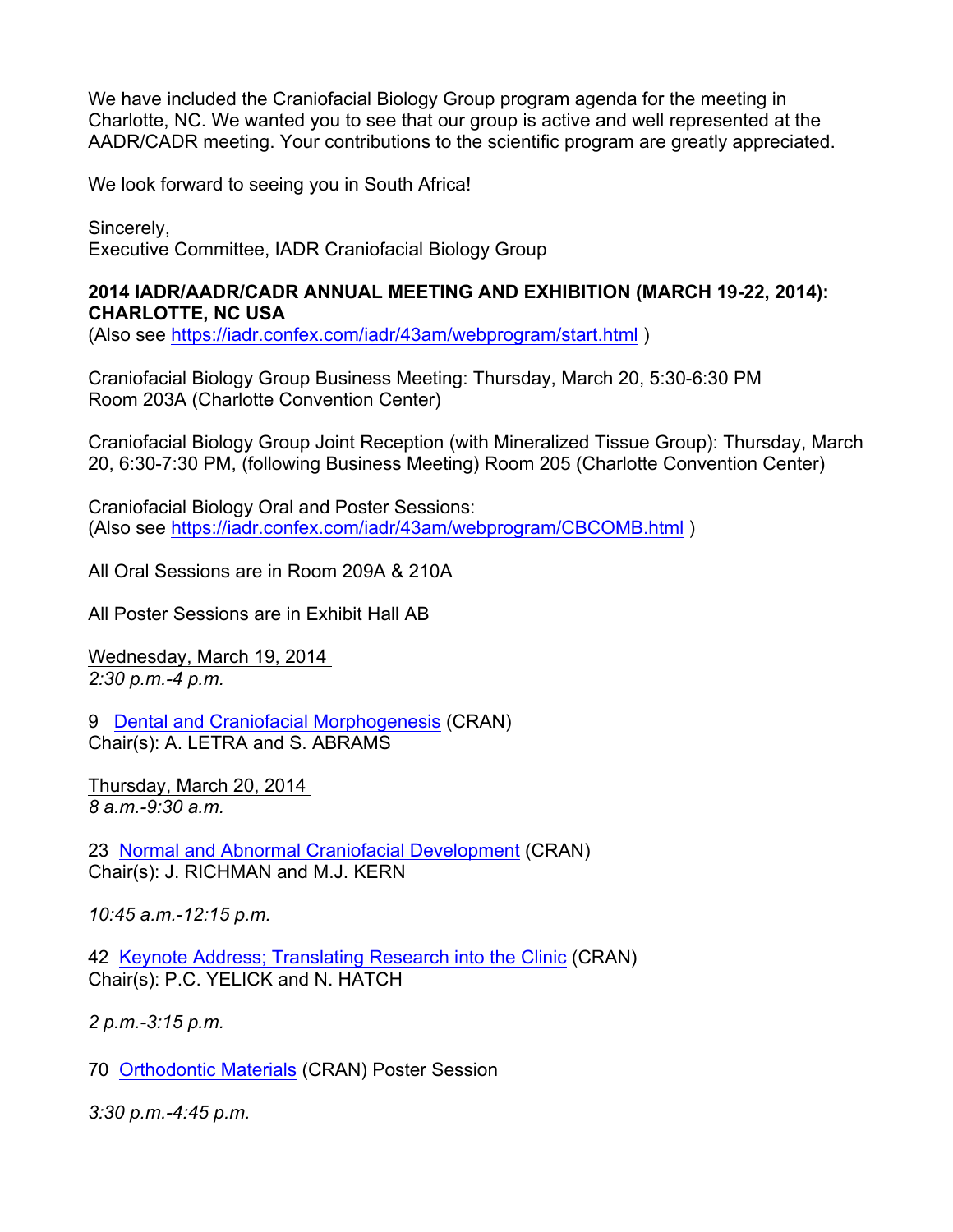We have included the Craniofacial Biology Group program agenda for the meeting in Charlotte, NC. We wanted you to see that our group is active and well represented at the AADR/CADR meeting. Your contributions to the scientific program are greatly appreciated.

We look forward to seeing you in South Africa!

Sincerely,
Executive Committee, IADR Craniofacial Biology Group

**2014 IADR/AADR/CADR ANNUAL MEETING AND EXHIBITION (MARCH 19-22, 2014): CHARLOTTE, NC USA**
(Also see https://iadr.confex.com/iadr/43am/webprogram/start.html )

Craniofacial Biology Group Business Meeting: Thursday, March 20, 5:30-6:30 PM
Room 203A (Charlotte Convention Center)

Craniofacial Biology Group Joint Reception (with Mineralized Tissue Group): Thursday, March 20, 6:30-7:30 PM, (following Business Meeting) Room 205 (Charlotte Convention Center)

Craniofacial Biology Oral and Poster Sessions:
(Also see https://iadr.confex.com/iadr/43am/webprogram/CBCOMB.html )

All Oral Sessions are in Room 209A & 210A

All Poster Sessions are in Exhibit Hall AB

Wednesday, March 19, 2014
*2:30 p.m.-4 p.m.*

9 Dental and Craniofacial Morphogenesis (CRAN)
Chair(s): A. LETRA and S. ABRAMS

Thursday, March 20, 2014
*8 a.m.-9:30 a.m.*

23 Normal and Abnormal Craniofacial Development (CRAN)
Chair(s): J. RICHMAN and M.J. KERN

*10:45 a.m.-12:15 p.m.*

42 Keynote Address; Translating Research into the Clinic (CRAN)
Chair(s): P.C. YELICK and N. HATCH

*2 p.m.-3:15 p.m.*

70 Orthodontic Materials (CRAN) Poster Session

*3:30 p.m.-4:45 p.m.*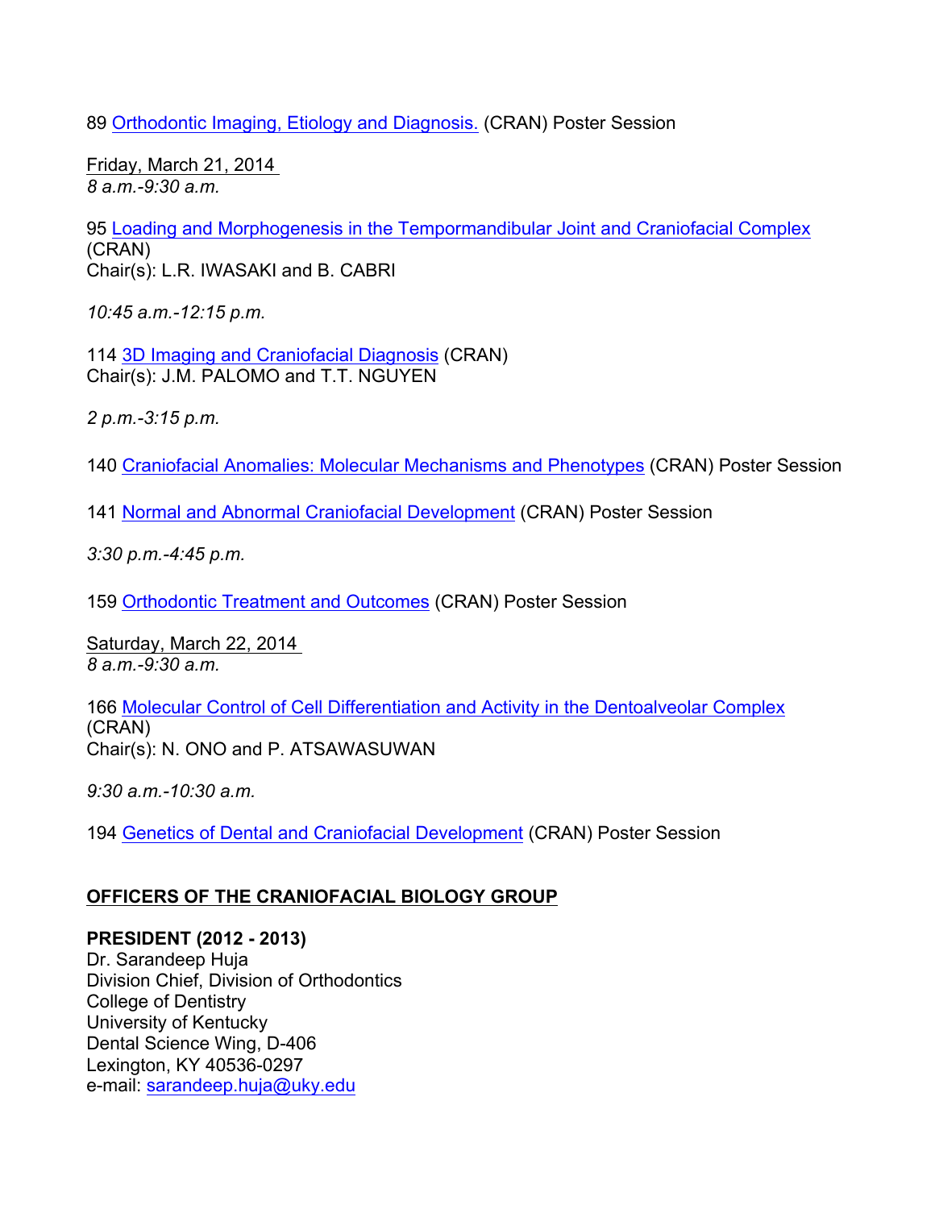89 Orthodontic Imaging, Etiology and Diagnosis. (CRAN) Poster Session

Friday, March 21, 2014
*8 a.m.-9:30 a.m.*

95 Loading and Morphogenesis in the Tempormandibular Joint and Craniofacial Complex (CRAN)
Chair(s): L.R. IWASAKI and B. CABRI

*10:45 a.m.-12:15 p.m.*

114 3D Imaging and Craniofacial Diagnosis (CRAN)
Chair(s): J.M. PALOMO and T.T. NGUYEN

*2 p.m.-3:15 p.m.*

140 Craniofacial Anomalies: Molecular Mechanisms and Phenotypes (CRAN) Poster Session

141 Normal and Abnormal Craniofacial Development (CRAN) Poster Session

*3:30 p.m.-4:45 p.m.*

159 Orthodontic Treatment and Outcomes (CRAN) Poster Session

Saturday, March 22, 2014
*8 a.m.-9:30 a.m.*

166 Molecular Control of Cell Differentiation and Activity in the Dentoalveolar Complex (CRAN)
Chair(s): N. ONO and P. ATSAWASUWAN

*9:30 a.m.-10:30 a.m.*

194 Genetics of Dental and Craniofacial Development (CRAN) Poster Session

## OFFICERS OF THE CRANIOFACIAL BIOLOGY GROUP

**PRESIDENT (2012 - 2013)**
Dr. Sarandeep Huja
Division Chief, Division of Orthodontics
College of Dentistry
University of Kentucky
Dental Science Wing, D-406
Lexington, KY 40536-0297
e-mail: sarandeep.huja@uky.edu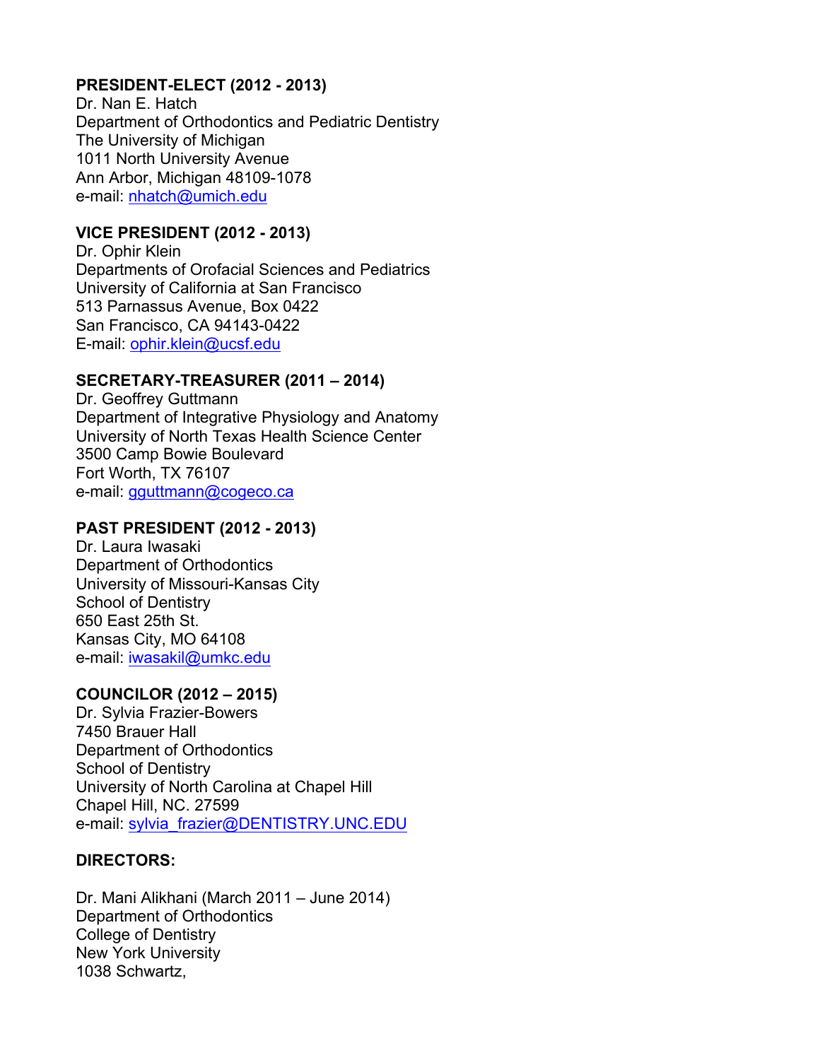**PRESIDENT-ELECT (2012 - 2013)**
Dr. Nan E. Hatch
Department of Orthodontics and Pediatric Dentistry
The University of Michigan
1011 North University Avenue
Ann Arbor, Michigan 48109-1078
e-mail: nhatch@umich.edu

**VICE PRESIDENT (2012 - 2013)**
Dr. Ophir Klein
Departments of Orofacial Sciences and Pediatrics
University of California at San Francisco
513 Parnassus Avenue, Box 0422
San Francisco, CA 94143-0422
E-mail: ophir.klein@ucsf.edu

**SECRETARY-TREASURER (2011 – 2014)**
Dr. Geoffrey Guttmann
Department of Integrative Physiology and Anatomy
University of North Texas Health Science Center
3500 Camp Bowie Boulevard
Fort Worth, TX 76107
e-mail: gguttmann@cogeco.ca

**PAST PRESIDENT (2012 - 2013)**
Dr. Laura Iwasaki
Department of Orthodontics
University of Missouri-Kansas City
School of Dentistry
650 East 25th St.
Kansas City, MO 64108
e-mail: iwasakil@umkc.edu

**COUNCILOR (2012 – 2015)**
Dr. Sylvia Frazier-Bowers
7450 Brauer Hall
Department of Orthodontics
School of Dentistry
University of North Carolina at Chapel Hill
Chapel Hill, NC. 27599
e-mail: sylvia_frazier@DENTISTRY.UNC.EDU

**DIRECTORS:**

Dr. Mani Alikhani (March 2011 – June 2014)
Department of Orthodontics
College of Dentistry
New York University
1038 Schwartz,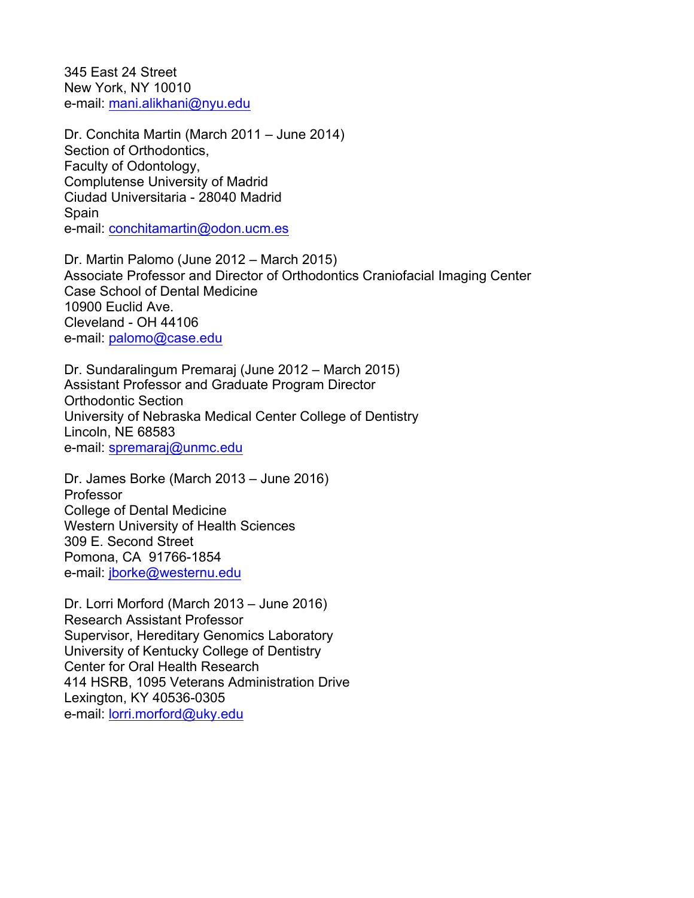345 East 24 Street
New York, NY 10010
e-mail: mani.alikhani@nyu.edu

Dr. Conchita Martin (March 2011 – June 2014)
Section of Orthodontics,
Faculty of Odontology,
Complutense University of Madrid
Ciudad Universitaria - 28040 Madrid
Spain
e-mail: conchitamartin@odon.ucm.es

Dr. Martin Palomo (June 2012 – March 2015)
Associate Professor and Director of Orthodontics Craniofacial Imaging Center
Case School of Dental Medicine
10900 Euclid Ave.
Cleveland - OH 44106
e-mail: palomo@case.edu

Dr. Sundaralingum Premaraj (June 2012 – March 2015)
Assistant Professor and Graduate Program Director
Orthodontic Section
University of Nebraska Medical Center College of Dentistry
Lincoln, NE 68583
e-mail: spremaraj@unmc.edu

Dr. James Borke (March 2013 – June 2016)
Professor
College of Dental Medicine
Western University of Health Sciences
309 E. Second Street
Pomona, CA 91766-1854
e-mail: jborke@westernu.edu

Dr. Lorri Morford (March 2013 – June 2016)
Research Assistant Professor
Supervisor, Hereditary Genomics Laboratory
University of Kentucky College of Dentistry
Center for Oral Health Research
414 HSRB, 1095 Veterans Administration Drive
Lexington, KY 40536-0305
e-mail: lorri.morford@uky.edu